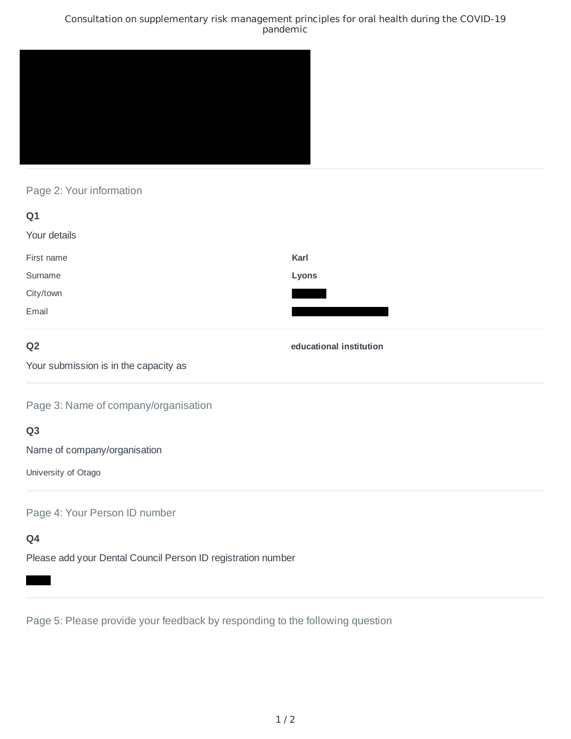# Consultation on supplementary risk management principles for oral health during the COVID-19 pandemic

## Page 2: Your information

**Q1**

Your details

| | |
|---|---|
| First name | **Karl** |
| Surname | **Lyons** |
| City/town | |
| Email | |

**Q2**

Your submission is in the capacity as

**educational institution**

## Page 3: Name of company/organisation

**Q3**

Name of company/organisation

University of Otago

## Page 4: Your Person ID number

**Q4**

Please add your Dental Council Person ID registration number

## Page 5: Please provide your feedback by responding to the following question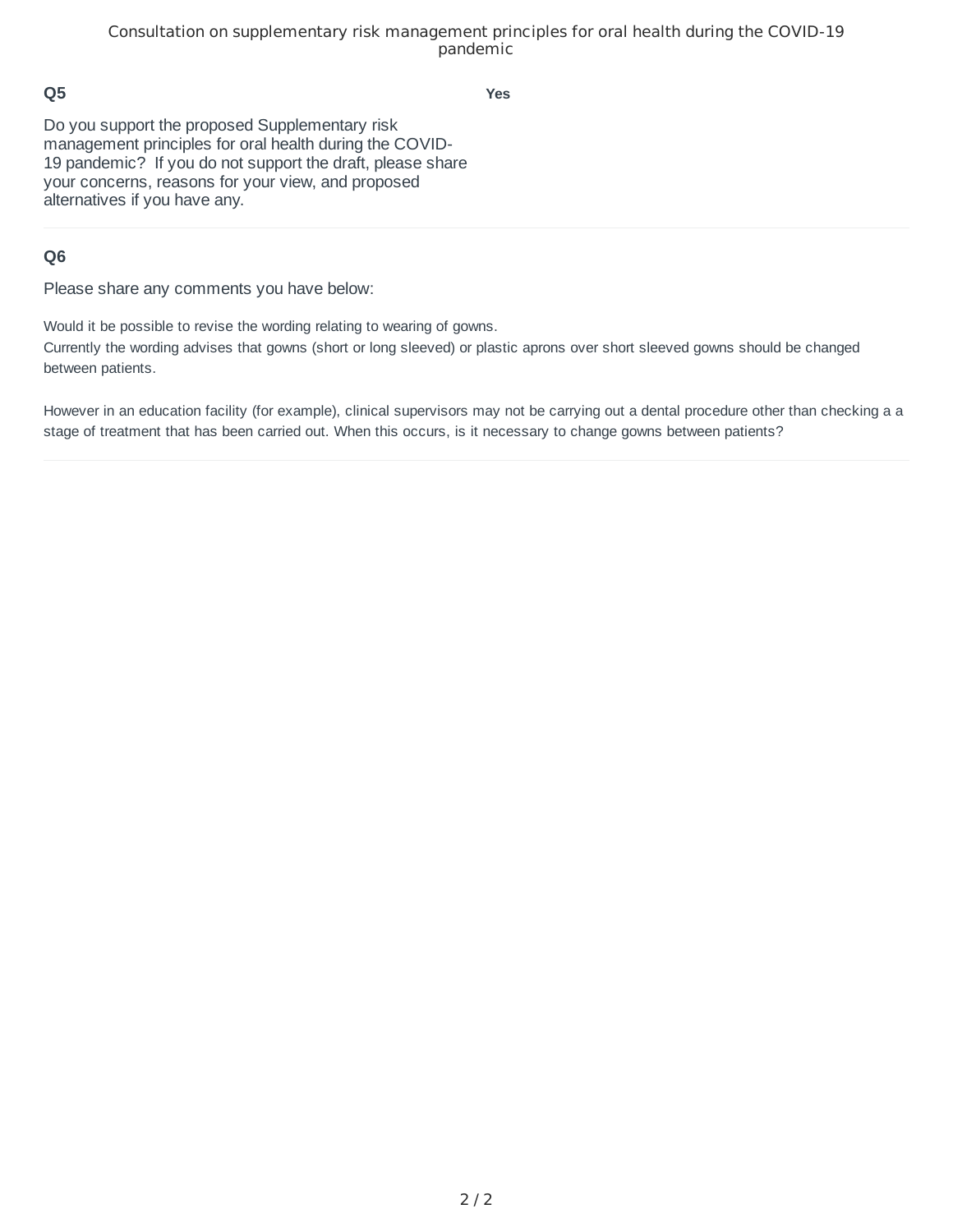## Q5

Do you support the proposed Supplementary risk management principles for oral health during the COVID-19 pandemic? If you do not support the draft, please share your concerns, reasons for your view, and proposed alternatives if you have any.

**Yes**

## Q6

Please share any comments you have below:

Would it be possible to revise the wording relating to wearing of gowns.
Currently the wording advises that gowns (short or long sleeved) or plastic aprons over short sleeved gowns should be changed between patients.

However in an education facility (for example), clinical supervisors may not be carrying out a dental procedure other than checking a a stage of treatment that has been carried out. When this occurs, is it necessary to change gowns between patients?